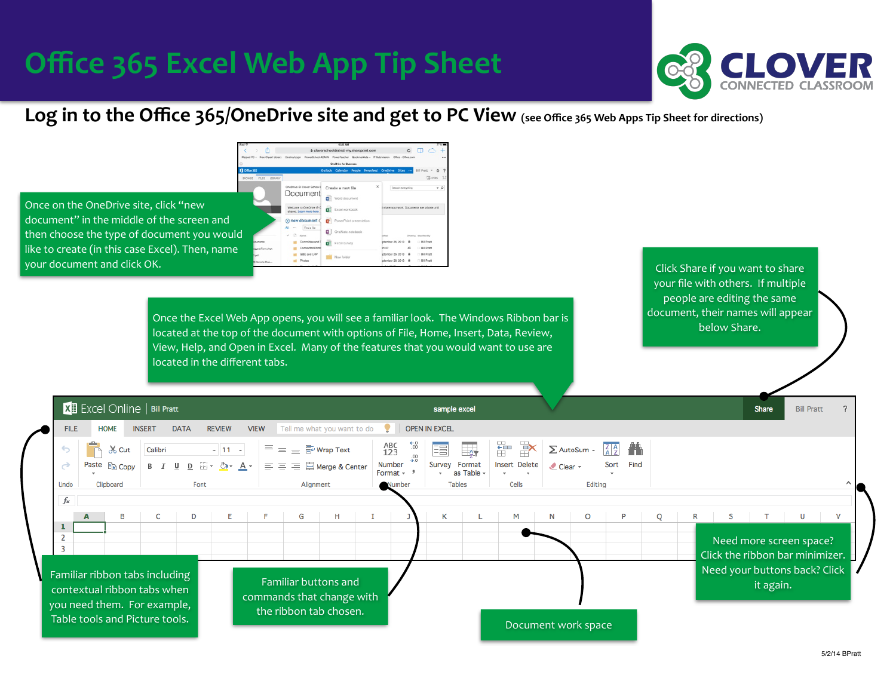# Office 365 Excel Web App Tip Sheet

CLOVER CONNECTED CLASSROOM

## Log in to the Office 365/OneDrive site and get to PC View (see Office 365 Web Apps Tip Sheet for directions)

Once on the OneDrive site, click "new document" in the middle of the screen and then choose the type of document you would like to create (in this case Excel). Then, name your document and click OK.

Click Share if you want to share your file with others. If multiple people are editing the same document, their names will appear below Share.

Once the Excel Web App opens, you will see a familiar look. The Windows Ribbon bar is located at the top of the document with options of File, Home, Insert, Data, Review, View, Help, and Open in Excel. Many of the features that you would want to use are located in the different tabs.

Familiar ribbon tabs including contextual ribbon tabs when you need them. For example, Table tools and Picture tools.

Familiar buttons and commands that change with the ribbon tab chosen.

Document work space

Need more screen space? Click the ribbon bar minimizer. Need your buttons back? Click it again.

5/2/14 BPratt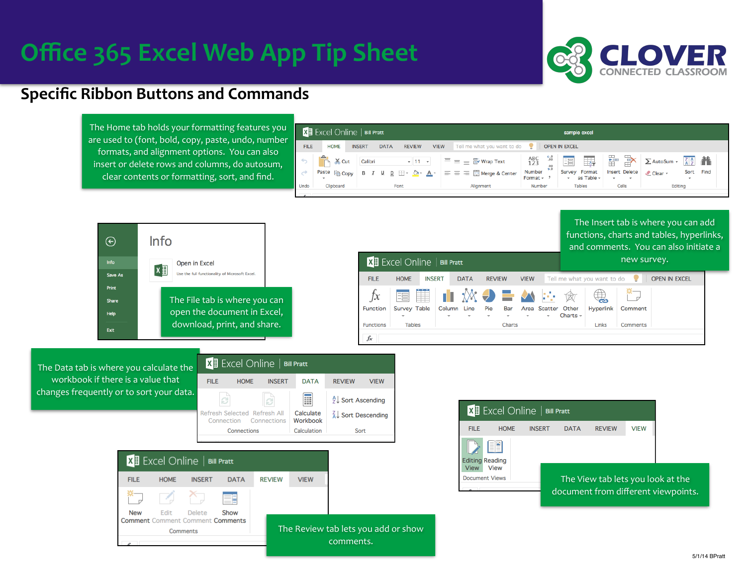# Office 365 Excel Web App Tip Sheet

## Specific Ribbon Buttons and Commands

The Home tab holds your formatting features you are used to (font, bold, copy, paste, undo, number formats, and alignment options. You can also insert or delete rows and columns, do autosum, clear contents or formatting, sort, and find.

The Insert tab is where you can add functions, charts and tables, hyperlinks, and comments. You can also initiate a new survey.

The File tab is where you can open the document in Excel, download, print, and share.

The Data tab is where you calculate the workbook if there is a value that changes frequently or to sort your data.

The View tab lets you look at the document from different viewpoints.

The Review tab lets you add or show comments.

5/1/14 BPratt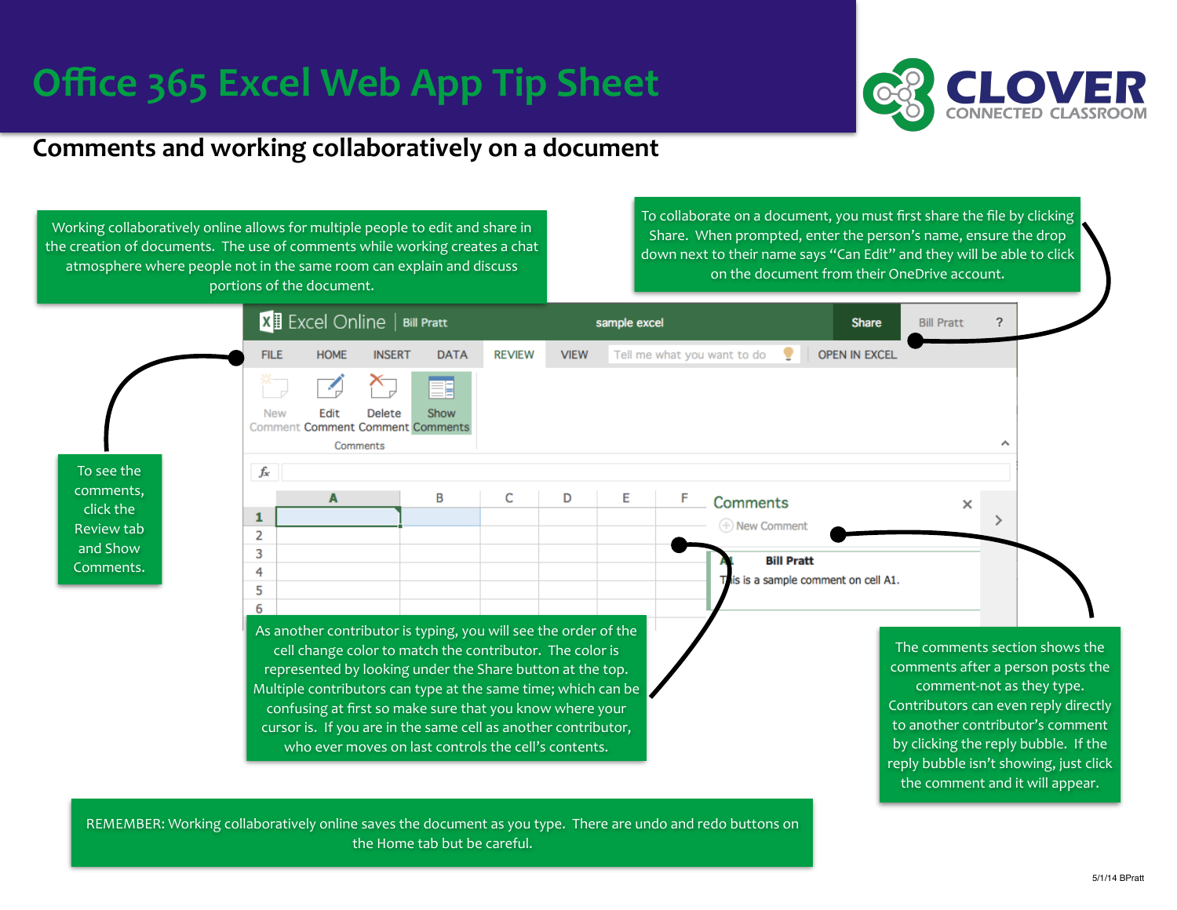# Office 365 Excel Web App Tip Sheet

CLOVER CONNECTED CLASSROOM

## Comments and working collaboratively on a document

Working collaboratively online allows for multiple people to edit and share in the creation of documents. The use of comments while working creates a chat atmosphere where people not in the same room can explain and discuss portions of the document.

To collaborate on a document, you must first share the file by clicking Share. When prompted, enter the person's name, ensure the drop down next to their name says "Can Edit" and they will be able to click on the document from their OneDrive account.

To see the comments, click the Review tab and Show Comments.

As another contributor is typing, you will see the order of the cell change color to match the contributor. The color is represented by looking under the Share button at the top. Multiple contributors can type at the same time; which can be confusing at first so make sure that you know where your cursor is. If you are in the same cell as another contributor, who ever moves on last controls the cell's contents.

The comments section shows the comments after a person posts the comment-not as they type. Contributors can even reply directly to another contributor's comment by clicking the reply bubble. If the reply bubble isn't showing, just click the comment and it will appear.

REMEMBER: Working collaboratively online saves the document as you type. There are undo and redo buttons on the Home tab but be careful.

5/1/14 BPratt